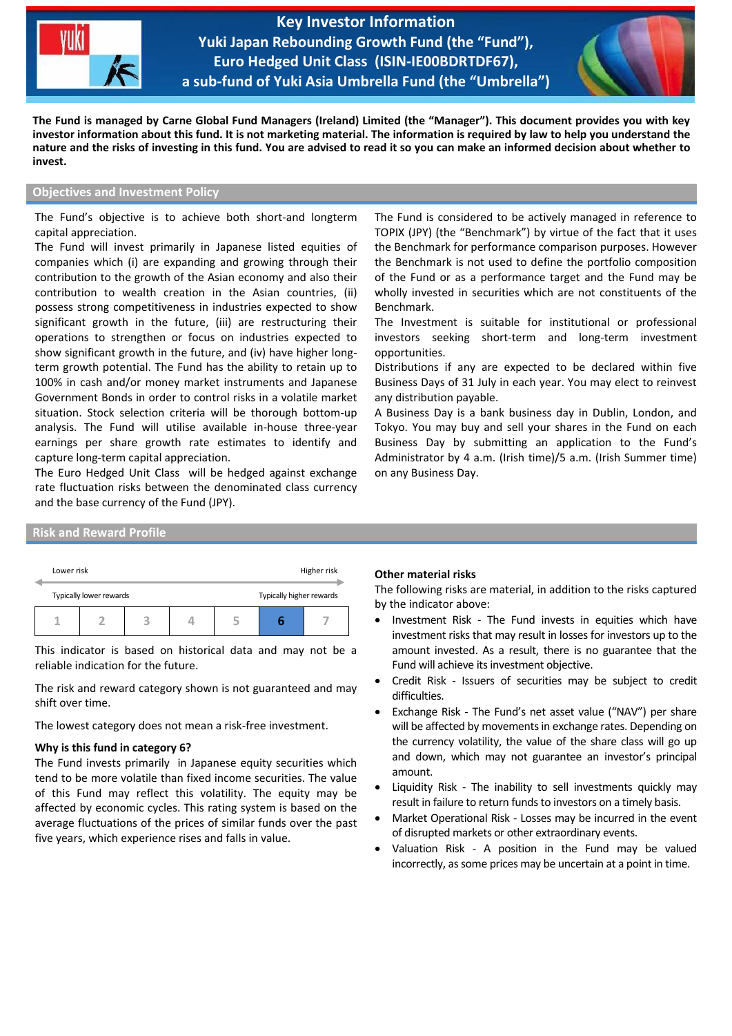# Key Investor Information
## Yuki Japan Rebounding Growth Fund (the "Fund"), Euro Hedged Unit Class (ISIN-IE00BDRTDF67), a sub-fund of Yuki Asia Umbrella Fund (the "Umbrella")

**The Fund is managed by Carne Global Fund Managers (Ireland) Limited (the "Manager"). This document provides you with key investor information about this fund. It is not marketing material. The information is required by law to help you understand the nature and the risks of investing in this fund. You are advised to read it so you can make an informed decision about whether to invest.**

## Objectives and Investment Policy

The Fund's objective is to achieve both short-and longterm capital appreciation.

The Fund will invest primarily in Japanese listed equities of companies which (i) are expanding and growing through their contribution to the growth of the Asian economy and also their contribution to wealth creation in the Asian countries, (ii) possess strong competitiveness in industries expected to show significant growth in the future, (iii) are restructuring their operations to strengthen or focus on industries expected to show significant growth in the future, and (iv) have higher long-term growth potential. The Fund has the ability to retain up to 100% in cash and/or money market instruments and Japanese Government Bonds in order to control risks in a volatile market situation. Stock selection criteria will be thorough bottom-up analysis. The Fund will utilise available in-house three-year earnings per share growth rate estimates to identify and capture long-term capital appreciation.

The Euro Hedged Unit Class will be hedged against exchange rate fluctuation risks between the denominated class currency and the base currency of the Fund (JPY).

The Fund is considered to be actively managed in reference to TOPIX (JPY) (the "Benchmark") by virtue of the fact that it uses the Benchmark for performance comparison purposes. However the Benchmark is not used to define the portfolio composition of the Fund or as a performance target and the Fund may be wholly invested in securities which are not constituents of the Benchmark.

The Investment is suitable for institutional or professional investors seeking short-term and long-term investment opportunities.

Distributions if any are expected to be declared within five Business Days of 31 July in each year. You may elect to reinvest any distribution payable.

A Business Day is a bank business day in Dublin, London, and Tokyo. You may buy and sell your shares in the Fund on each Business Day by submitting an application to the Fund's Administrator by 4 a.m. (Irish time)/5 a.m. (Irish Summer time) on any Business Day.

## Risk and Reward Profile

| Lower risk | | | | | | Higher risk |
|---|---|---|---|---|---|---|
| Typically lower rewards | | | | | | Typically higher rewards |
| 1 | 2 | 3 | 4 | 5 | **6** | 7 |

This indicator is based on historical data and may not be a reliable indication for the future.

The risk and reward category shown is not guaranteed and may shift over time.

The lowest category does not mean a risk-free investment.

**Why is this fund in category 6?**

The Fund invests primarily in Japanese equity securities which tend to be more volatile than fixed income securities. The value of this Fund may reflect this volatility. The equity may be affected by economic cycles. This rating system is based on the average fluctuations of the prices of similar funds over the past five years, which experience rises and falls in value.

**Other material risks**

The following risks are material, in addition to the risks captured by the indicator above:

- Investment Risk - The Fund invests in equities which have investment risks that may result in losses for investors up to the amount invested. As a result, there is no guarantee that the Fund will achieve its investment objective.
- Credit Risk - Issuers of securities may be subject to credit difficulties.
- Exchange Risk - The Fund's net asset value ("NAV") per share will be affected by movements in exchange rates. Depending on the currency volatility, the value of the share class will go up and down, which may not guarantee an investor's principal amount.
- Liquidity Risk - The inability to sell investments quickly may result in failure to return funds to investors on a timely basis.
- Market Operational Risk - Losses may be incurred in the event of disrupted markets or other extraordinary events.
- Valuation Risk - A position in the Fund may be valued incorrectly, as some prices may be uncertain at a point in time.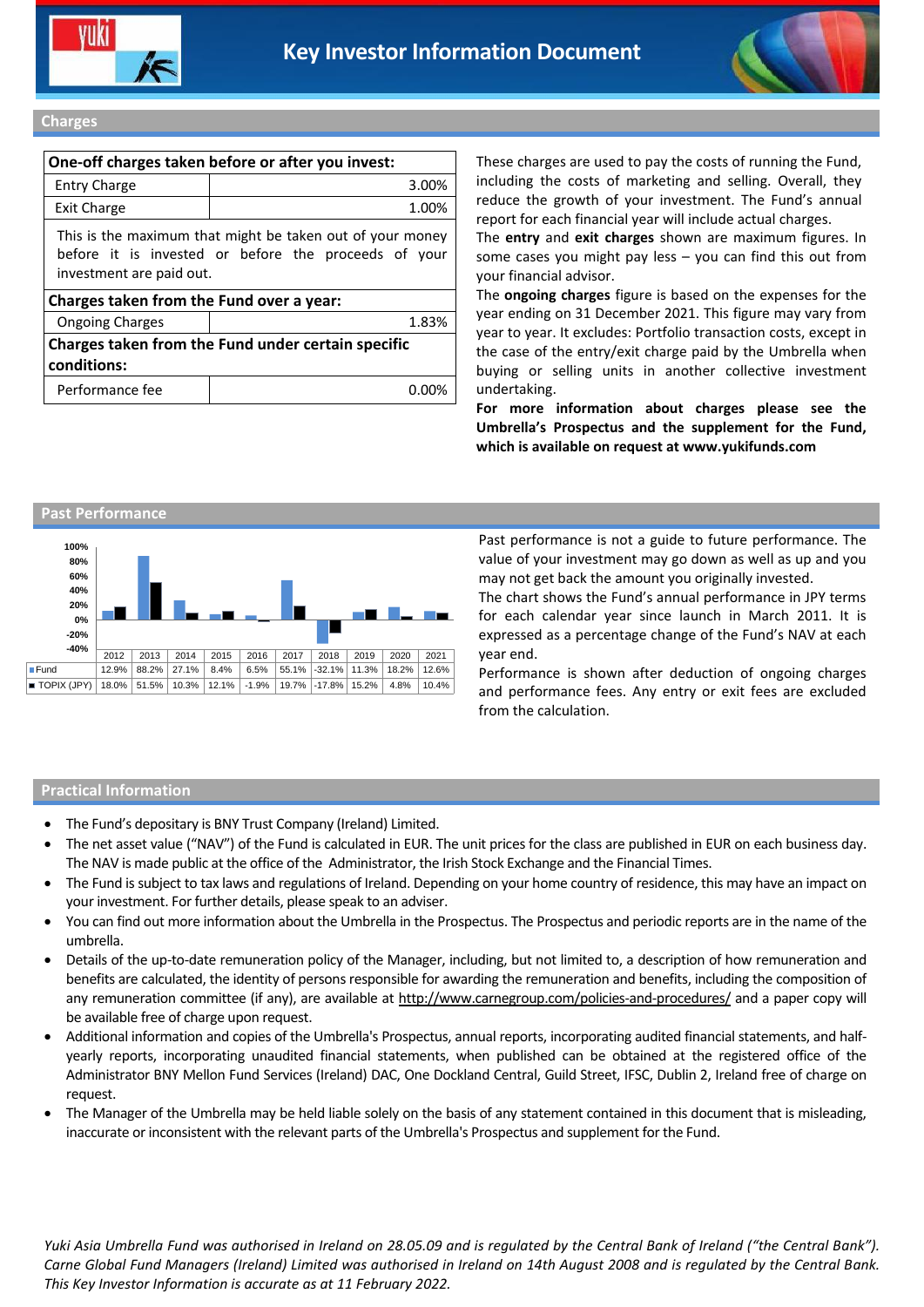## Charges

| One-off charges taken before or after you invest: | |
|---|---|
| Entry Charge | 3.00% |
| Exit Charge | 1.00% |
| This is the maximum that might be taken out of your money before it is invested or before the proceeds of your investment are paid out. | |
| **Charges taken from the Fund over a year:** | |
| Ongoing Charges | 1.83% |
| **Charges taken from the Fund under certain specific conditions:** | |
| Performance fee | 0.00% |

These charges are used to pay the costs of running the Fund, including the costs of marketing and selling. Overall, they reduce the growth of your investment. The Fund's annual report for each financial year will include actual charges.

The **entry** and **exit charges** shown are maximum figures. In some cases you might pay less – you can find this out from your financial advisor.

The **ongoing charges** figure is based on the expenses for the year ending on 31 December 2021. This figure may vary from year to year. It excludes: Portfolio transaction costs, except in the case of the entry/exit charge paid by the Umbrella when buying or selling units in another collective investment undertaking.

**For more information about charges please see the Umbrella's Prospectus and the supplement for the Fund, which is available on request at www.yukifunds.com**

## Past Performance

100%
80%
60%
40%
20%
0%
-20%
-40%

2012 2013 2014 2015 2016 2017 2018 2019 2020 2021

Fund: 12.9% 88.2% 27.1% 8.4% 6.5% 55.1% -32.1% 11.3% 18.2% 12.6%

TOPIX (JPY): 18.0% 51.5% 10.3% 12.1% -1.9% 19.7% -17.8% 15.2% 4.8% 10.4%

Past performance is not a guide to future performance. The value of your investment may go down as well as up and you may not get back the amount you originally invested.

The chart shows the Fund's annual performance in JPY terms for each calendar year since launch in March 2011. It is expressed as a percentage change of the Fund's NAV at each year end.

Performance is shown after deduction of ongoing charges and performance fees. Any entry or exit fees are excluded from the calculation.

## Practical Information

- The Fund's depositary is BNY Trust Company (Ireland) Limited.
- The net asset value ("NAV") of the Fund is calculated in EUR. The unit prices for the class are published in EUR on each business day. The NAV is made public at the office of the Administrator, the Irish Stock Exchange and the Financial Times.
- The Fund is subject to tax laws and regulations of Ireland. Depending on your home country of residence, this may have an impact on your investment. For further details, please speak to an adviser.
- You can find out more information about the Umbrella in the Prospectus. The Prospectus and periodic reports are in the name of the umbrella.
- Details of the up-to-date remuneration policy of the Manager, including, but not limited to, a description of how remuneration and benefits are calculated, the identity of persons responsible for awarding the remuneration and benefits, including the composition of any remuneration committee (if any), are available at http://www.carnegroup.com/policies-and-procedures/ and a paper copy will be available free of charge upon request.
- Additional information and copies of the Umbrella's Prospectus, annual reports, incorporating audited financial statements, and half-yearly reports, incorporating unaudited financial statements, when published can be obtained at the registered office of the Administrator BNY Mellon Fund Services (Ireland) DAC, One Dockland Central, Guild Street, IFSC, Dublin 2, Ireland free of charge on request.
- The Manager of the Umbrella may be held liable solely on the basis of any statement contained in this document that is misleading, inaccurate or inconsistent with the relevant parts of the Umbrella's Prospectus and supplement for the Fund.

*Yuki Asia Umbrella Fund was authorised in Ireland on 28.05.09 and is regulated by the Central Bank of Ireland ("the Central Bank"). Carne Global Fund Managers (Ireland) Limited was authorised in Ireland on 14th August 2008 and is regulated by the Central Bank. This Key Investor Information is accurate as at 11 February 2022.*